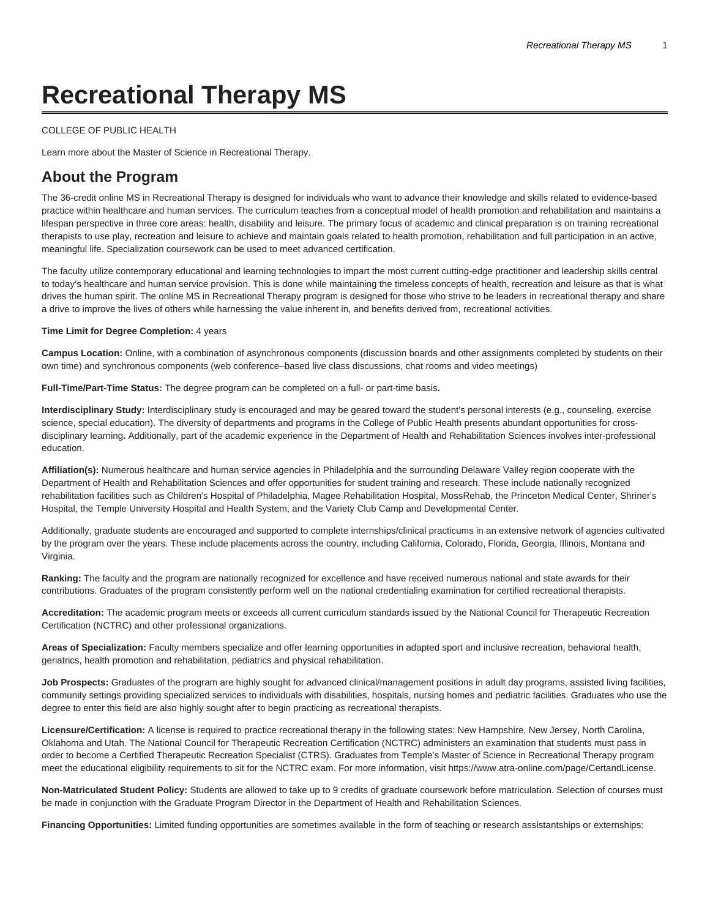# Recreational Therapy MS

COLLEGE OF PUBLIC HEALTH

Learn more about the Master of Science in Recreational Therapy.

## About the Program

The 36-credit online MS in Recreational Therapy is designed for individuals who want to advance their knowledge and skills related to evidence-based practice within healthcare and human services. The curriculum teaches from a conceptual model of health promotion and rehabilitation and maintains a lifespan perspective in three core areas: health, disability and leisure. The primary focus of academic and clinical preparation is on training recreational therapists to use play, recreation and leisure to achieve and maintain goals related to health promotion, rehabilitation and full participation in an active, meaningful life. Specialization coursework can be used to meet advanced certification.

The faculty utilize contemporary educational and learning technologies to impart the most current cutting-edge practitioner and leadership skills central to today's healthcare and human service provision. This is done while maintaining the timeless concepts of health, recreation and leisure as that is what drives the human spirit. The online MS in Recreational Therapy program is designed for those who strive to be leaders in recreational therapy and share a drive to improve the lives of others while harnessing the value inherent in, and benefits derived from, recreational activities.

**Time Limit for Degree Completion:** 4 years

**Campus Location:** Online, with a combination of asynchronous components (discussion boards and other assignments completed by students on their own time) and synchronous components (web conference–based live class discussions, chat rooms and video meetings)

**Full-Time/Part-Time Status:** The degree program can be completed on a full- or part-time basis**.**

**Interdisciplinary Study:** Interdisciplinary study is encouraged and may be geared toward the student's personal interests (e.g., counseling, exercise science, special education). The diversity of departments and programs in the College of Public Health presents abundant opportunities for cross-disciplinary learning**.** Additionally, part of the academic experience in the Department of Health and Rehabilitation Sciences involves inter-professional education.

**Affiliation(s):** Numerous healthcare and human service agencies in Philadelphia and the surrounding Delaware Valley region cooperate with the Department of Health and Rehabilitation Sciences and offer opportunities for student training and research. These include nationally recognized rehabilitation facilities such as Children's Hospital of Philadelphia, Magee Rehabilitation Hospital, MossRehab, the Princeton Medical Center, Shriner's Hospital, the Temple University Hospital and Health System, and the Variety Club Camp and Developmental Center.

Additionally, graduate students are encouraged and supported to complete internships/clinical practicums in an extensive network of agencies cultivated by the program over the years. These include placements across the country, including California, Colorado, Florida, Georgia, Illinois, Montana and Virginia.

**Ranking:** The faculty and the program are nationally recognized for excellence and have received numerous national and state awards for their contributions. Graduates of the program consistently perform well on the national credentialing examination for certified recreational therapists.

**Accreditation:** The academic program meets or exceeds all current curriculum standards issued by the National Council for Therapeutic Recreation Certification (NCTRC) and other professional organizations.

**Areas of Specialization:** Faculty members specialize and offer learning opportunities in adapted sport and inclusive recreation, behavioral health, geriatrics, health promotion and rehabilitation, pediatrics and physical rehabilitation.

**Job Prospects:** Graduates of the program are highly sought for advanced clinical/management positions in adult day programs, assisted living facilities, community settings providing specialized services to individuals with disabilities, hospitals, nursing homes and pediatric facilities. Graduates who use the degree to enter this field are also highly sought after to begin practicing as recreational therapists.

**Licensure/Certification:** A license is required to practice recreational therapy in the following states: New Hampshire, New Jersey, North Carolina, Oklahoma and Utah. The National Council for Therapeutic Recreation Certification (NCTRC) administers an examination that students must pass in order to become a Certified Therapeutic Recreation Specialist (CTRS). Graduates from Temple's Master of Science in Recreational Therapy program meet the educational eligibility requirements to sit for the NCTRC exam. For more information, visit https://www.atra-online.com/page/CertandLicense.

**Non-Matriculated Student Policy:** Students are allowed to take up to 9 credits of graduate coursework before matriculation. Selection of courses must be made in conjunction with the Graduate Program Director in the Department of Health and Rehabilitation Sciences.

**Financing Opportunities:** Limited funding opportunities are sometimes available in the form of teaching or research assistantships or externships: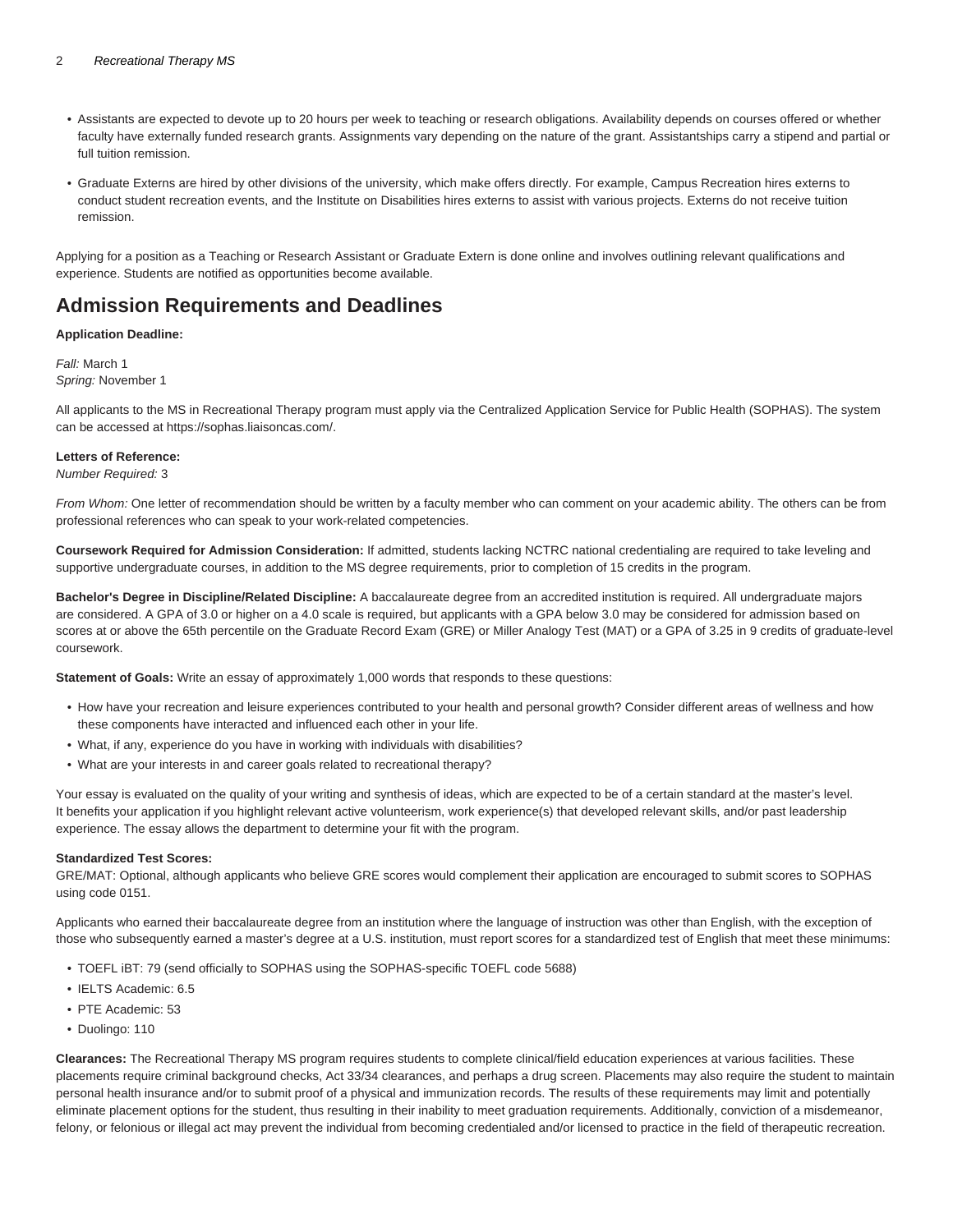- Assistants are expected to devote up to 20 hours per week to teaching or research obligations. Availability depends on courses offered or whether faculty have externally funded research grants. Assignments vary depending on the nature of the grant. Assistantships carry a stipend and partial or full tuition remission.

- Graduate Externs are hired by other divisions of the university, which make offers directly. For example, Campus Recreation hires externs to conduct student recreation events, and the Institute on Disabilities hires externs to assist with various projects. Externs do not receive tuition remission.

Applying for a position as a Teaching or Research Assistant or Graduate Extern is done online and involves outlining relevant qualifications and experience. Students are notified as opportunities become available.

## Admission Requirements and Deadlines

**Application Deadline:**

*Fall:* March 1
*Spring:* November 1

All applicants to the MS in Recreational Therapy program must apply via the Centralized Application Service for Public Health (SOPHAS). The system can be accessed at https://sophas.liaisoncas.com/.

**Letters of Reference:**
*Number Required:* 3

*From Whom:* One letter of recommendation should be written by a faculty member who can comment on your academic ability. The others can be from professional references who can speak to your work-related competencies.

**Coursework Required for Admission Consideration:** If admitted, students lacking NCTRC national credentialing are required to take leveling and supportive undergraduate courses, in addition to the MS degree requirements, prior to completion of 15 credits in the program.

**Bachelor's Degree in Discipline/Related Discipline:** A baccalaureate degree from an accredited institution is required. All undergraduate majors are considered. A GPA of 3.0 or higher on a 4.0 scale is required, but applicants with a GPA below 3.0 may be considered for admission based on scores at or above the 65th percentile on the Graduate Record Exam (GRE) or Miller Analogy Test (MAT) or a GPA of 3.25 in 9 credits of graduate-level coursework.

**Statement of Goals:** Write an essay of approximately 1,000 words that responds to these questions:

- How have your recreation and leisure experiences contributed to your health and personal growth? Consider different areas of wellness and how these components have interacted and influenced each other in your life.
- What, if any, experience do you have in working with individuals with disabilities?
- What are your interests in and career goals related to recreational therapy?

Your essay is evaluated on the quality of your writing and synthesis of ideas, which are expected to be of a certain standard at the master's level. It benefits your application if you highlight relevant active volunteerism, work experience(s) that developed relevant skills, and/or past leadership experience. The essay allows the department to determine your fit with the program.

**Standardized Test Scores:**
GRE/MAT: Optional, although applicants who believe GRE scores would complement their application are encouraged to submit scores to SOPHAS using code 0151.

Applicants who earned their baccalaureate degree from an institution where the language of instruction was other than English, with the exception of those who subsequently earned a master's degree at a U.S. institution, must report scores for a standardized test of English that meet these minimums:

- TOEFL iBT: 79 (send officially to SOPHAS using the SOPHAS-specific TOEFL code 5688)
- IELTS Academic: 6.5
- PTE Academic: 53
- Duolingo: 110

**Clearances:** The Recreational Therapy MS program requires students to complete clinical/field education experiences at various facilities. These placements require criminal background checks, Act 33/34 clearances, and perhaps a drug screen. Placements may also require the student to maintain personal health insurance and/or to submit proof of a physical and immunization records. The results of these requirements may limit and potentially eliminate placement options for the student, thus resulting in their inability to meet graduation requirements. Additionally, conviction of a misdemeanor, felony, or felonious or illegal act may prevent the individual from becoming credentialed and/or licensed to practice in the field of therapeutic recreation.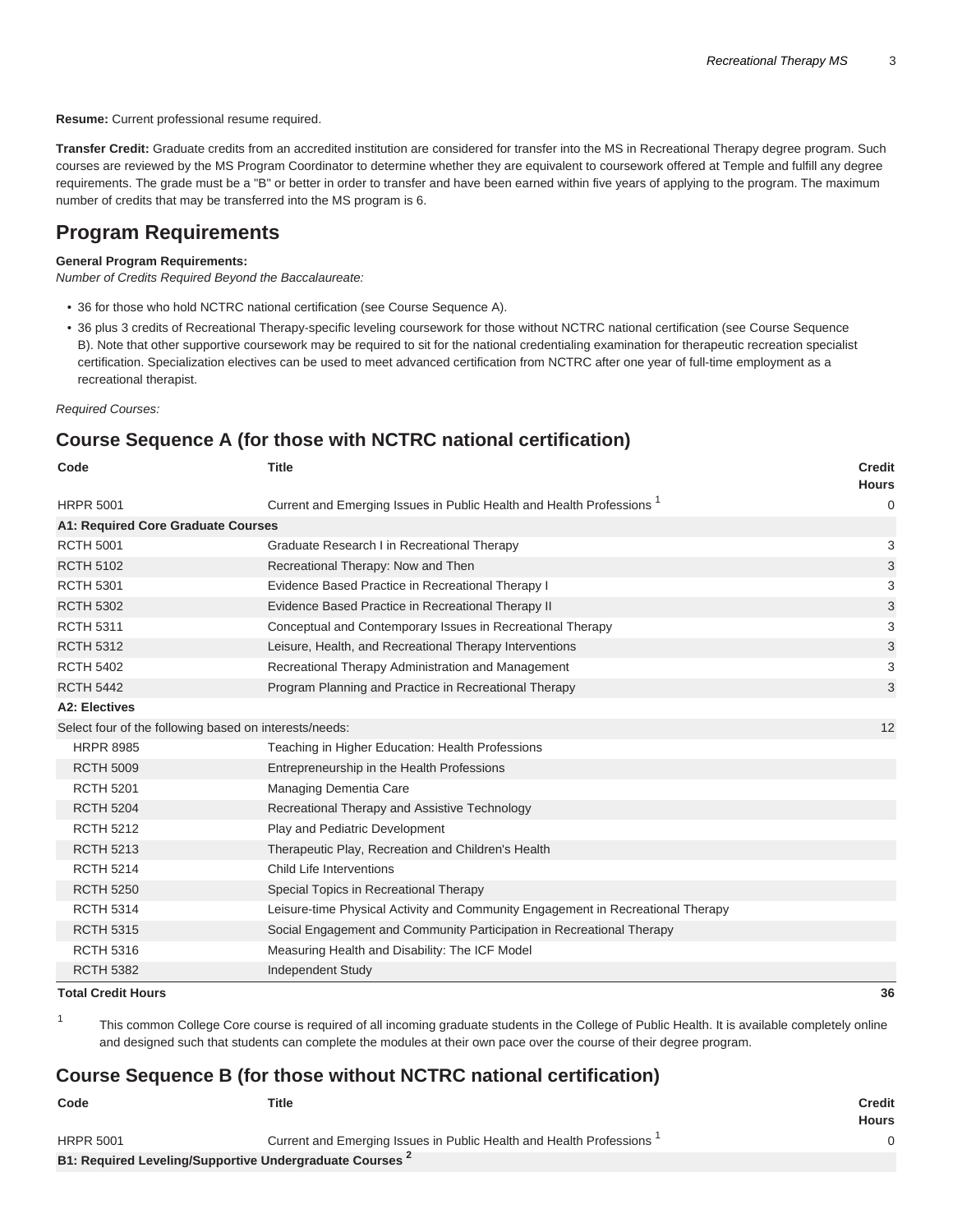**Resume:** Current professional resume required.

**Transfer Credit:** Graduate credits from an accredited institution are considered for transfer into the MS in Recreational Therapy degree program. Such courses are reviewed by the MS Program Coordinator to determine whether they are equivalent to coursework offered at Temple and fulfill any degree requirements. The grade must be a "B" or better in order to transfer and have been earned within five years of applying to the program. The maximum number of credits that may be transferred into the MS program is 6.

## Program Requirements

**General Program Requirements:**
*Number of Credits Required Beyond the Baccalaureate:*

- 36 for those who hold NCTRC national certification (see Course Sequence A).
- 36 plus 3 credits of Recreational Therapy-specific leveling coursework for those without NCTRC national certification (see Course Sequence B). Note that other supportive coursework may be required to sit for the national credentialing examination for therapeutic recreation specialist certification. Specialization electives can be used to meet advanced certification from NCTRC after one year of full-time employment as a recreational therapist.

*Required Courses:*

### Course Sequence A (for those with NCTRC national certification)

| Code | Title | Credit Hours |
|---|---|---|
| HRPR 5001 | Current and Emerging Issues in Public Health and Health Professions [1] | 0 |
| **A1: Required Core Graduate Courses** | | |
| RCTH 5001 | Graduate Research I in Recreational Therapy | 3 |
| RCTH 5102 | Recreational Therapy: Now and Then | 3 |
| RCTH 5301 | Evidence Based Practice in Recreational Therapy I | 3 |
| RCTH 5302 | Evidence Based Practice in Recreational Therapy II | 3 |
| RCTH 5311 | Conceptual and Contemporary Issues in Recreational Therapy | 3 |
| RCTH 5312 | Leisure, Health, and Recreational Therapy Interventions | 3 |
| RCTH 5402 | Recreational Therapy Administration and Management | 3 |
| RCTH 5442 | Program Planning and Practice in Recreational Therapy | 3 |
| **A2: Electives** | | |
| Select four of the following based on interests/needs: | | 12 |
| HRPR 8985 | Teaching in Higher Education: Health Professions | |
| RCTH 5009 | Entrepreneurship in the Health Professions | |
| RCTH 5201 | Managing Dementia Care | |
| RCTH 5204 | Recreational Therapy and Assistive Technology | |
| RCTH 5212 | Play and Pediatric Development | |
| RCTH 5213 | Therapeutic Play, Recreation and Children's Health | |
| RCTH 5214 | Child Life Interventions | |
| RCTH 5250 | Special Topics in Recreational Therapy | |
| RCTH 5314 | Leisure-time Physical Activity and Community Engagement in Recreational Therapy | |
| RCTH 5315 | Social Engagement and Community Participation in Recreational Therapy | |
| RCTH 5316 | Measuring Health and Disability: The ICF Model | |
| RCTH 5382 | Independent Study | |
| **Total Credit Hours** | | **36** |

[1] This common College Core course is required of all incoming graduate students in the College of Public Health. It is available completely online and designed such that students can complete the modules at their own pace over the course of their degree program.

### Course Sequence B (for those without NCTRC national certification)

| Code | Title | Credit Hours |
|---|---|---|
| HRPR 5001 | Current and Emerging Issues in Public Health and Health Professions [1] | 0 |
| **B1: Required Leveling/Supportive Undergraduate Courses [2]** | | |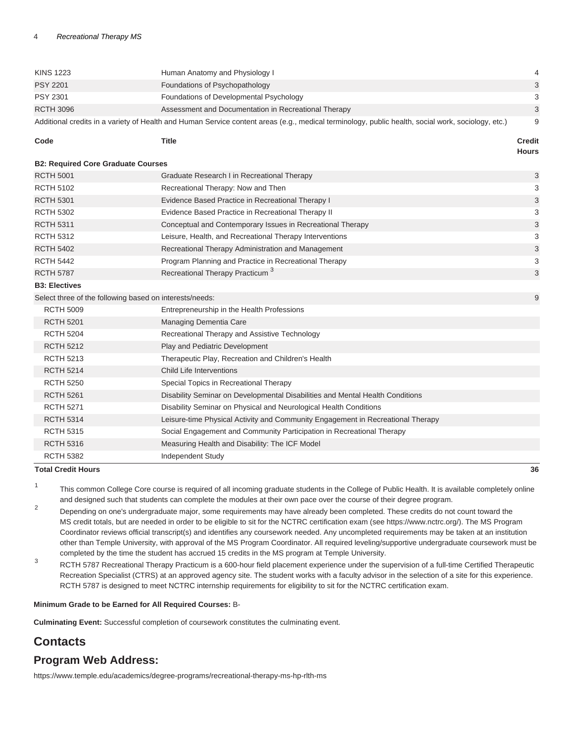| Code | Title | Credit Hours |
|---|---|---|
| KINS 1223 | Human Anatomy and Physiology I | 4 |
| PSY 2201 | Foundations of Psychopathology | 3 |
| PSY 2301 | Foundations of Developmental Psychology | 3 |
| RCTH 3096 | Assessment and Documentation in Recreational Therapy | 3 |
| Additional credits in a variety of Health and Human Service content areas (e.g., medical terminology, public health, social work, sociology, etc.) | | 9 |

| Code | Title | Credit Hours |
|---|---|---|
| **B2: Required Core Graduate Courses** | | |
| RCTH 5001 | Graduate Research I in Recreational Therapy | 3 |
| RCTH 5102 | Recreational Therapy: Now and Then | 3 |
| RCTH 5301 | Evidence Based Practice in Recreational Therapy I | 3 |
| RCTH 5302 | Evidence Based Practice in Recreational Therapy II | 3 |
| RCTH 5311 | Conceptual and Contemporary Issues in Recreational Therapy | 3 |
| RCTH 5312 | Leisure, Health, and Recreational Therapy Interventions | 3 |
| RCTH 5402 | Recreational Therapy Administration and Management | 3 |
| RCTH 5442 | Program Planning and Practice in Recreational Therapy | 3 |
| RCTH 5787 | Recreational Therapy Practicum [3] | 3 |
| **B3: Electives** | | |
| Select three of the following based on interests/needs: | | 9 |
| RCTH 5009 | Entrepreneurship in the Health Professions | |
| RCTH 5201 | Managing Dementia Care | |
| RCTH 5204 | Recreational Therapy and Assistive Technology | |
| RCTH 5212 | Play and Pediatric Development | |
| RCTH 5213 | Therapeutic Play, Recreation and Children's Health | |
| RCTH 5214 | Child Life Interventions | |
| RCTH 5250 | Special Topics in Recreational Therapy | |
| RCTH 5261 | Disability Seminar on Developmental Disabilities and Mental Health Conditions | |
| RCTH 5271 | Disability Seminar on Physical and Neurological Health Conditions | |
| RCTH 5314 | Leisure-time Physical Activity and Community Engagement in Recreational Therapy | |
| RCTH 5315 | Social Engagement and Community Participation in Recreational Therapy | |
| RCTH 5316 | Measuring Health and Disability: The ICF Model | |
| RCTH 5382 | Independent Study | |
| **Total Credit Hours** | | **36** |

1. This common College Core course is required of all incoming graduate students in the College of Public Health. It is available completely online and designed such that students can complete the modules at their own pace over the course of their degree program.
2. Depending on one's undergraduate major, some requirements may have already been completed. These credits do not count toward the MS credit totals, but are needed in order to be eligible to sit for the NCTRC certification exam (see https://www.nctrc.org/). The MS Program Coordinator reviews official transcript(s) and identifies any coursework needed. Any uncompleted requirements may be taken at an institution other than Temple University, with approval of the MS Program Coordinator. All required leveling/supportive undergraduate coursework must be completed by the time the student has accrued 15 credits in the MS program at Temple University.
3. RCTH 5787 Recreational Therapy Practicum is a 600-hour field placement experience under the supervision of a full-time Certified Therapeutic Recreation Specialist (CTRS) at an approved agency site. The student works with a faculty advisor in the selection of a site for this experience. RCTH 5787 is designed to meet NCTRC internship requirements for eligibility to sit for the NCTRC certification exam.

**Minimum Grade to be Earned for All Required Courses:** B-

**Culminating Event:** Successful completion of coursework constitutes the culminating event.

## Contacts

## Program Web Address:

https://www.temple.edu/academics/degree-programs/recreational-therapy-ms-hp-rlth-ms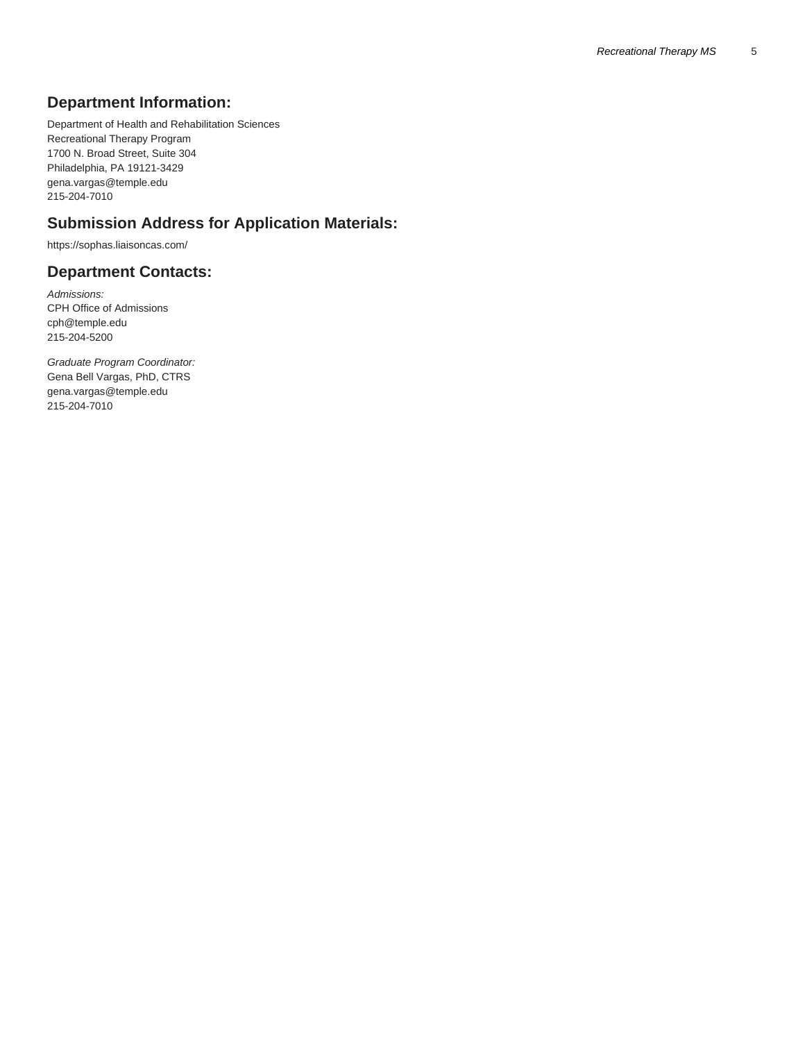## Department Information:

Department of Health and Rehabilitation Sciences
Recreational Therapy Program
1700 N. Broad Street, Suite 304
Philadelphia, PA 19121-3429
gena.vargas@temple.edu
215-204-7010

## Submission Address for Application Materials:

https://sophas.liaisoncas.com/

## Department Contacts:

*Admissions:*
CPH Office of Admissions
cph@temple.edu
215-204-5200

*Graduate Program Coordinator:*
Gena Bell Vargas, PhD, CTRS
gena.vargas@temple.edu
215-204-7010